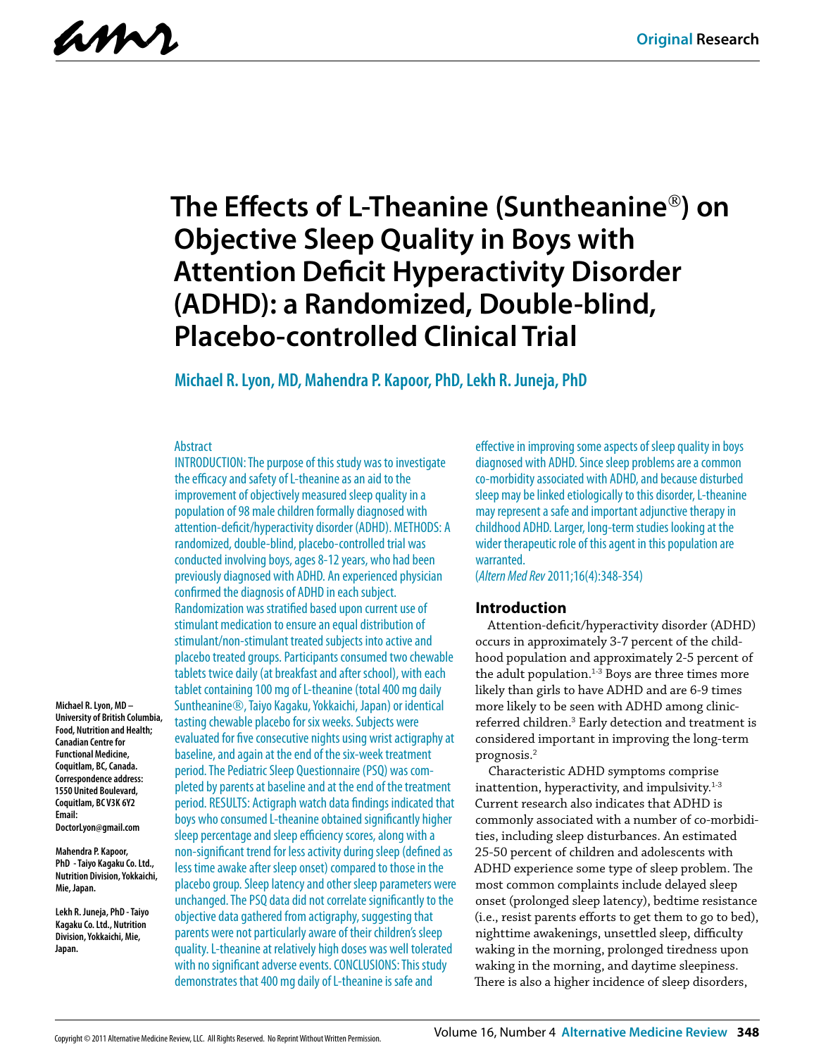# The Effects of L-Theanine (Suntheanine®) on Objective Sleep Quality in Boys with Attention Deficit Hyperactivity Disorder (ADHD): a Randomized, Double-blind, Placebo-controlled Clinical Trial

**Michael R. Lyon, MD, Mahendra P. Kapoor, PhD, Lekh R. Juneja, PhD**

Michael R. Lyon, MD – University of British Columbia, Food, Nutrition and Health; Canadian Centre for Functional Medicine, Coquitlam, BC, Canada. Correspondence address: 1550 United Boulevard, Coquitlam, BC V3K 6Y2 Email: DoctorLyon@gmail.com

Mahendra P. Kapoor, PhD - Taiyo Kagaku Co. Ltd., Nutrition Division, Yokkaichi, Mie, Japan.

Lekh R. Juneja, PhD - Taiyo Kagaku Co. Ltd., Nutrition Division, Yokkaichi, Mie, Japan.

## Abstract

INTRODUCTION: The purpose of this study was to investigate the efficacy and safety of L-theanine as an aid to the improvement of objectively measured sleep quality in a population of 98 male children formally diagnosed with attention-deficit/hyperactivity disorder (ADHD). METHODS: A randomized, double-blind, placebo-controlled trial was conducted involving boys, ages 8-12 years, who had been previously diagnosed with ADHD. An experienced physician confirmed the diagnosis of ADHD in each subject. Randomization was stratified based upon current use of stimulant medication to ensure an equal distribution of stimulant/non-stimulant treated subjects into active and placebo treated groups. Participants consumed two chewable tablets twice daily (at breakfast and after school), with each tablet containing 100 mg of L-theanine (total 400 mg daily Suntheanine®, Taiyo Kagaku, Yokkaichi, Japan) or identical tasting chewable placebo for six weeks. Subjects were evaluated for five consecutive nights using wrist actigraphy at baseline, and again at the end of the six-week treatment period. The Pediatric Sleep Questionnaire (PSQ) was completed by parents at baseline and at the end of the treatment period. RESULTS: Actigraph watch data findings indicated that boys who consumed L-theanine obtained significantly higher sleep percentage and sleep efficiency scores, along with a non-significant trend for less activity during sleep (defined as less time awake after sleep onset) compared to those in the placebo group. Sleep latency and other sleep parameters were unchanged. The PSQ data did not correlate significantly to the objective data gathered from actigraphy, suggesting that parents were not particularly aware of their children's sleep quality. L-theanine at relatively high doses was well tolerated with no significant adverse events. CONCLUSIONS: This study demonstrates that 400 mg daily of L-theanine is safe and effective in improving some aspects of sleep quality in boys diagnosed with ADHD. Since sleep problems are a common co-morbidity associated with ADHD, and because disturbed sleep may be linked etiologically to this disorder, L-theanine may represent a safe and important adjunctive therapy in childhood ADHD. Larger, long-term studies looking at the wider therapeutic role of this agent in this population are warranted.

(*Altern Med Rev* 2011;16(4):348-354)

## Introduction

Attention-deficit/hyperactivity disorder (ADHD) occurs in approximately 3-7 percent of the childhood population and approximately 2-5 percent of the adult population.[1-3] Boys are three times more likely than girls to have ADHD and are 6-9 times more likely to be seen with ADHD among clinic-referred children.[3] Early detection and treatment is considered important in improving the long-term prognosis.[2]

Characteristic ADHD symptoms comprise inattention, hyperactivity, and impulsivity.[1-3] Current research also indicates that ADHD is commonly associated with a number of co-morbidities, including sleep disturbances. An estimated 25-50 percent of children and adolescents with ADHD experience some type of sleep problem. The most common complaints include delayed sleep onset (prolonged sleep latency), bedtime resistance (i.e., resist parents efforts to get them to go to bed), nighttime awakenings, unsettled sleep, difficulty waking in the morning, prolonged tiredness upon waking in the morning, and daytime sleepiness. There is also a higher incidence of sleep disorders,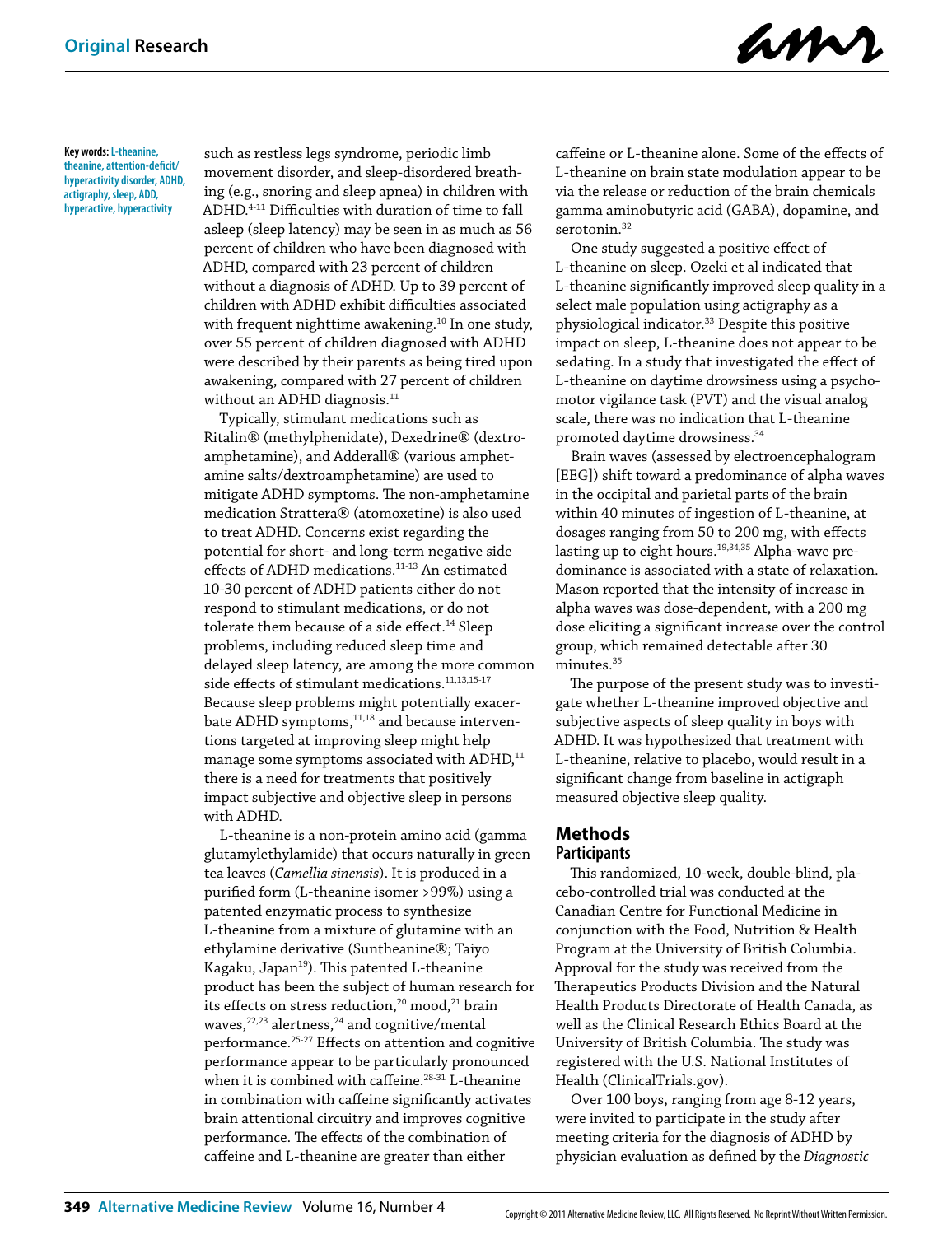**Key words:** L-theanine, theanine, attention-deficit/hyperactivity disorder, ADHD, actigraphy, sleep, ADD, hyperactive, hyperactivity

such as restless legs syndrome, periodic limb movement disorder, and sleep-disordered breathing (e.g., snoring and sleep apnea) in children with ADHD.[4-11] Difficulties with duration of time to fall asleep (sleep latency) may be seen in as much as 56 percent of children who have been diagnosed with ADHD, compared with 23 percent of children without a diagnosis of ADHD. Up to 39 percent of children with ADHD exhibit difficulties associated with frequent nighttime awakening.[10] In one study, over 55 percent of children diagnosed with ADHD were described by their parents as being tired upon awakening, compared with 27 percent of children without an ADHD diagnosis.[11]

Typically, stimulant medications such as Ritalin® (methylphenidate), Dexedrine® (dextroamphetamine), and Adderall® (various amphetamine salts/dextroamphetamine) are used to mitigate ADHD symptoms. The non-amphetamine medication Strattera® (atomoxetine) is also used to treat ADHD. Concerns exist regarding the potential for short- and long-term negative side effects of ADHD medications.[11-13] An estimated 10-30 percent of ADHD patients either do not respond to stimulant medications, or do not tolerate them because of a side effect.[14] Sleep problems, including reduced sleep time and delayed sleep latency, are among the more common side effects of stimulant medications.[11,13,15-17] Because sleep problems might potentially exacerbate ADHD symptoms,[11,18] and because interventions targeted at improving sleep might help manage some symptoms associated with ADHD,[11] there is a need for treatments that positively impact subjective and objective sleep in persons with ADHD.

L-theanine is a non-protein amino acid (gamma glutamylethylamide) that occurs naturally in green tea leaves (*Camellia sinensis*). It is produced in a purified form (L-theanine isomer >99%) using a patented enzymatic process to synthesize L-theanine from a mixture of glutamine with an ethylamine derivative (Suntheanine®; Taiyo Kagaku, Japan[19]). This patented L-theanine product has been the subject of human research for its effects on stress reduction,[20] mood,[21] brain waves,[22,23] alertness,[24] and cognitive/mental performance.[25-27] Effects on attention and cognitive performance appear to be particularly pronounced when it is combined with caffeine.[28-31] L-theanine in combination with caffeine significantly activates brain attentional circuitry and improves cognitive performance. The effects of the combination of caffeine and L-theanine are greater than either caffeine or L-theanine alone. Some of the effects of L-theanine on brain state modulation appear to be via the release or reduction of the brain chemicals gamma aminobutyric acid (GABA), dopamine, and serotonin.[32]

One study suggested a positive effect of L-theanine on sleep. Ozeki et al indicated that L-theanine significantly improved sleep quality in a select male population using actigraphy as a physiological indicator.[33] Despite this positive impact on sleep, L-theanine does not appear to be sedating. In a study that investigated the effect of L-theanine on daytime drowsiness using a psychomotor vigilance task (PVT) and the visual analog scale, there was no indication that L-theanine promoted daytime drowsiness.[34]

Brain waves (assessed by electroencephalogram [EEG]) shift toward a predominance of alpha waves in the occipital and parietal parts of the brain within 40 minutes of ingestion of L-theanine, at dosages ranging from 50 to 200 mg, with effects lasting up to eight hours.[19,34,35] Alpha-wave predominance is associated with a state of relaxation. Mason reported that the intensity of increase in alpha waves was dose-dependent, with a 200 mg dose eliciting a significant increase over the control group, which remained detectable after 30 minutes.[35]

The purpose of the present study was to investigate whether L-theanine improved objective and subjective aspects of sleep quality in boys with ADHD. It was hypothesized that treatment with L-theanine, relative to placebo, would result in a significant change from baseline in actigraph measured objective sleep quality.

## Methods

### Participants

This randomized, 10-week, double-blind, placebo-controlled trial was conducted at the Canadian Centre for Functional Medicine in conjunction with the Food, Nutrition & Health Program at the University of British Columbia. Approval for the study was received from the Therapeutics Products Division and the Natural Health Products Directorate of Health Canada, as well as the Clinical Research Ethics Board at the University of British Columbia. The study was registered with the U.S. National Institutes of Health (ClinicalTrials.gov).

Over 100 boys, ranging from age 8-12 years, were invited to participate in the study after meeting criteria for the diagnosis of ADHD by physician evaluation as defined by the *Diagnostic*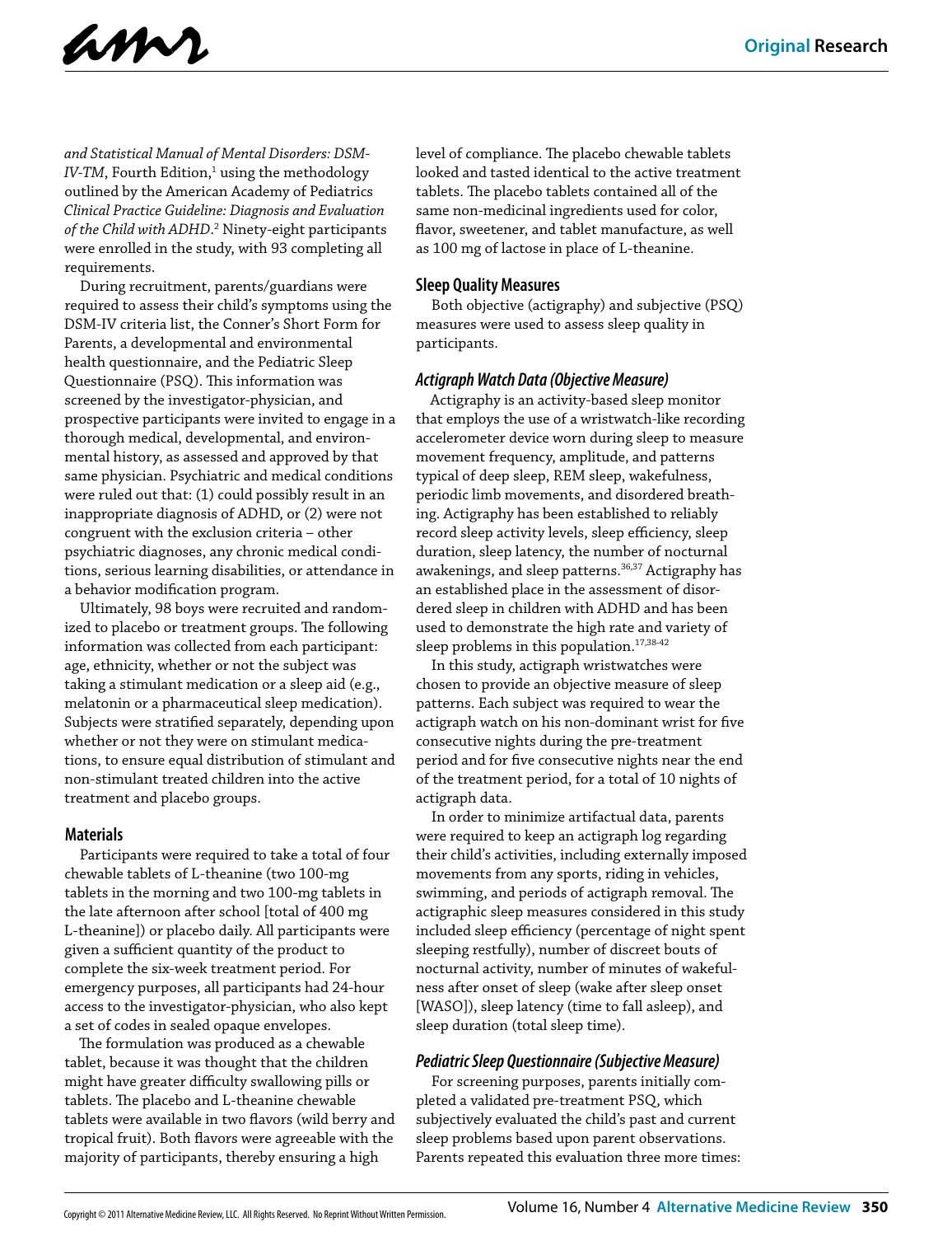*and Statistical Manual of Mental Disorders: DSM-IV-TM*, Fourth Edition,[1] using the methodology outlined by the American Academy of Pediatrics *Clinical Practice Guideline: Diagnosis and Evaluation of the Child with ADHD*.[2] Ninety-eight participants were enrolled in the study, with 93 completing all requirements.

During recruitment, parents/guardians were required to assess their child's symptoms using the DSM-IV criteria list, the Conner's Short Form for Parents, a developmental and environmental health questionnaire, and the Pediatric Sleep Questionnaire (PSQ). This information was screened by the investigator-physician, and prospective participants were invited to engage in a thorough medical, developmental, and environmental history, as assessed and approved by that same physician. Psychiatric and medical conditions were ruled out that: (1) could possibly result in an inappropriate diagnosis of ADHD, or (2) were not congruent with the exclusion criteria – other psychiatric diagnoses, any chronic medical conditions, serious learning disabilities, or attendance in a behavior modification program.

Ultimately, 98 boys were recruited and randomized to placebo or treatment groups. The following information was collected from each participant: age, ethnicity, whether or not the subject was taking a stimulant medication or a sleep aid (e.g., melatonin or a pharmaceutical sleep medication). Subjects were stratified separately, depending upon whether or not they were on stimulant medications, to ensure equal distribution of stimulant and non-stimulant treated children into the active treatment and placebo groups.

## Materials

Participants were required to take a total of four chewable tablets of L-theanine (two 100-mg tablets in the morning and two 100-mg tablets in the late afternoon after school [total of 400 mg L-theanine]) or placebo daily. All participants were given a sufficient quantity of the product to complete the six-week treatment period. For emergency purposes, all participants had 24-hour access to the investigator-physician, who also kept a set of codes in sealed opaque envelopes.

The formulation was produced as a chewable tablet, because it was thought that the children might have greater difficulty swallowing pills or tablets. The placebo and L-theanine chewable tablets were available in two flavors (wild berry and tropical fruit). Both flavors were agreeable with the majority of participants, thereby ensuring a high level of compliance. The placebo chewable tablets looked and tasted identical to the active treatment tablets. The placebo tablets contained all of the same non-medicinal ingredients used for color, flavor, sweetener, and tablet manufacture, as well as 100 mg of lactose in place of L-theanine.

## Sleep Quality Measures

Both objective (actigraphy) and subjective (PSQ) measures were used to assess sleep quality in participants.

### *Actigraph Watch Data (Objective Measure)*

Actigraphy is an activity-based sleep monitor that employs the use of a wristwatch-like recording accelerometer device worn during sleep to measure movement frequency, amplitude, and patterns typical of deep sleep, REM sleep, wakefulness, periodic limb movements, and disordered breathing. Actigraphy has been established to reliably record sleep activity levels, sleep efficiency, sleep duration, sleep latency, the number of nocturnal awakenings, and sleep patterns.[36,37] Actigraphy has an established place in the assessment of disordered sleep in children with ADHD and has been used to demonstrate the high rate and variety of sleep problems in this population.[17,38-42]

In this study, actigraph wristwatches were chosen to provide an objective measure of sleep patterns. Each subject was required to wear the actigraph watch on his non-dominant wrist for five consecutive nights during the pre-treatment period and for five consecutive nights near the end of the treatment period, for a total of 10 nights of actigraph data.

In order to minimize artifactual data, parents were required to keep an actigraph log regarding their child's activities, including externally imposed movements from any sports, riding in vehicles, swimming, and periods of actigraph removal. The actigraphic sleep measures considered in this study included sleep efficiency (percentage of night spent sleeping restfully), number of discreet bouts of nocturnal activity, number of minutes of wakefulness after onset of sleep (wake after sleep onset [WASO]), sleep latency (time to fall asleep), and sleep duration (total sleep time).

### *Pediatric Sleep Questionnaire (Subjective Measure)*

For screening purposes, parents initially completed a validated pre-treatment PSQ, which subjectively evaluated the child's past and current sleep problems based upon parent observations. Parents repeated this evaluation three more times: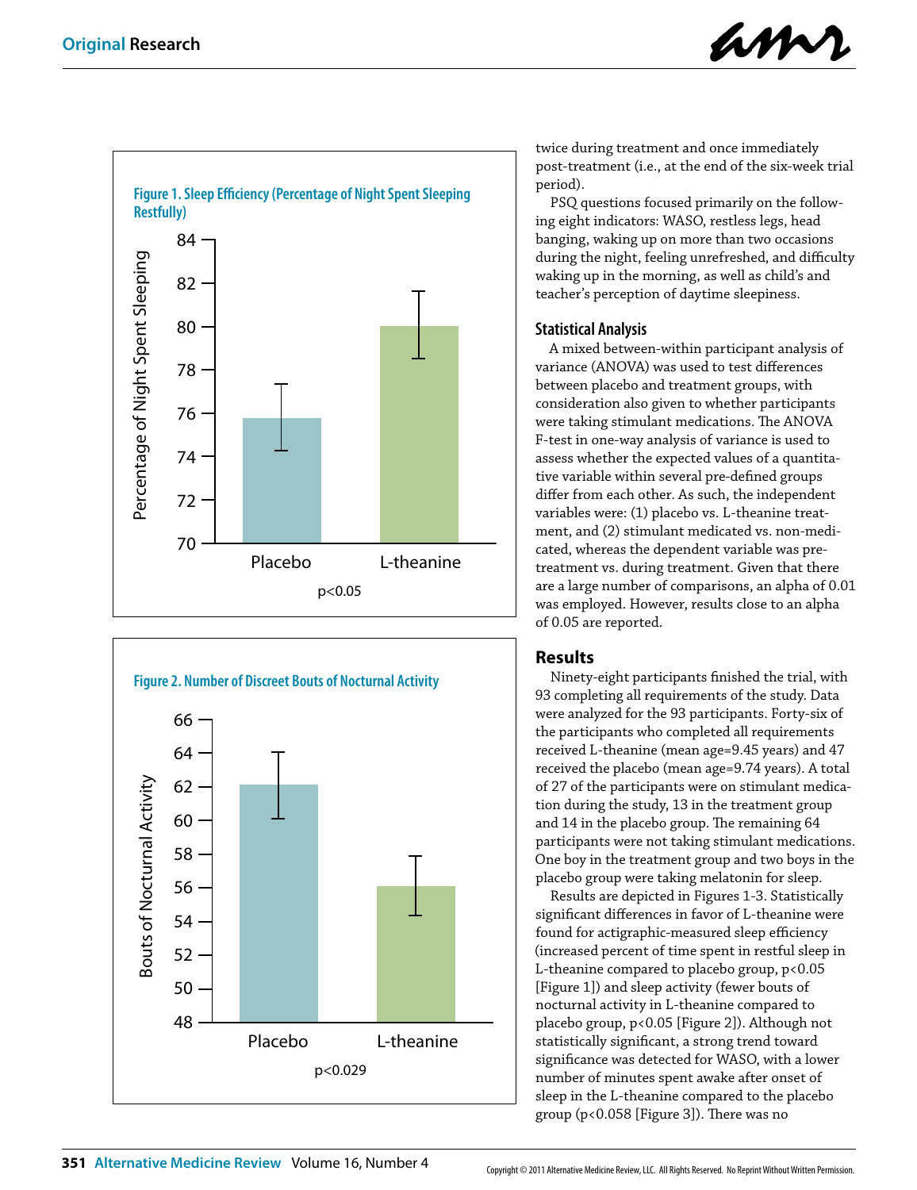Figure 1. Sleep Efficiency (Percentage of Night Spent Sleeping Restfully)

p<0.05

Figure 2. Number of Discreet Bouts of Nocturnal Activity

p<0.029

twice during treatment and once immediately post-treatment (i.e., at the end of the six-week trial period).

PSQ questions focused primarily on the following eight indicators: WASO, restless legs, head banging, waking up on more than two occasions during the night, feeling unrefreshed, and difficulty waking up in the morning, as well as child's and teacher's perception of daytime sleepiness.

### Statistical Analysis

A mixed between-within participant analysis of variance (ANOVA) was used to test differences between placebo and treatment groups, with consideration also given to whether participants were taking stimulant medications. The ANOVA F-test in one-way analysis of variance is used to assess whether the expected values of a quantitative variable within several pre-defined groups differ from each other. As such, the independent variables were: (1) placebo vs. L-theanine treatment, and (2) stimulant medicated vs. non-medicated, whereas the dependent variable was pre-treatment vs. during treatment. Given that there are a large number of comparisons, an alpha of 0.01 was employed. However, results close to an alpha of 0.05 are reported.

## Results

Ninety-eight participants finished the trial, with 93 completing all requirements of the study. Data were analyzed for the 93 participants. Forty-six of the participants who completed all requirements received L-theanine (mean age=9.45 years) and 47 received the placebo (mean age=9.74 years). A total of 27 of the participants were on stimulant medication during the study, 13 in the treatment group and 14 in the placebo group. The remaining 64 participants were not taking stimulant medications. One boy in the treatment group and two boys in the placebo group were taking melatonin for sleep.

Results are depicted in Figures 1-3. Statistically significant differences in favor of L-theanine were found for actigraphic-measured sleep efficiency (increased percent of time spent in restful sleep in L-theanine compared to placebo group, $p<0.05$ [Figure 1]) and sleep activity (fewer bouts of nocturnal activity in L-theanine compared to placebo group, $p<0.05$ [Figure 2]). Although not statistically significant, a strong trend toward significance was detected for WASO, with a lower number of minutes spent awake after onset of sleep in the L-theanine compared to the placebo group ($p<0.058$ [Figure 3]). There was no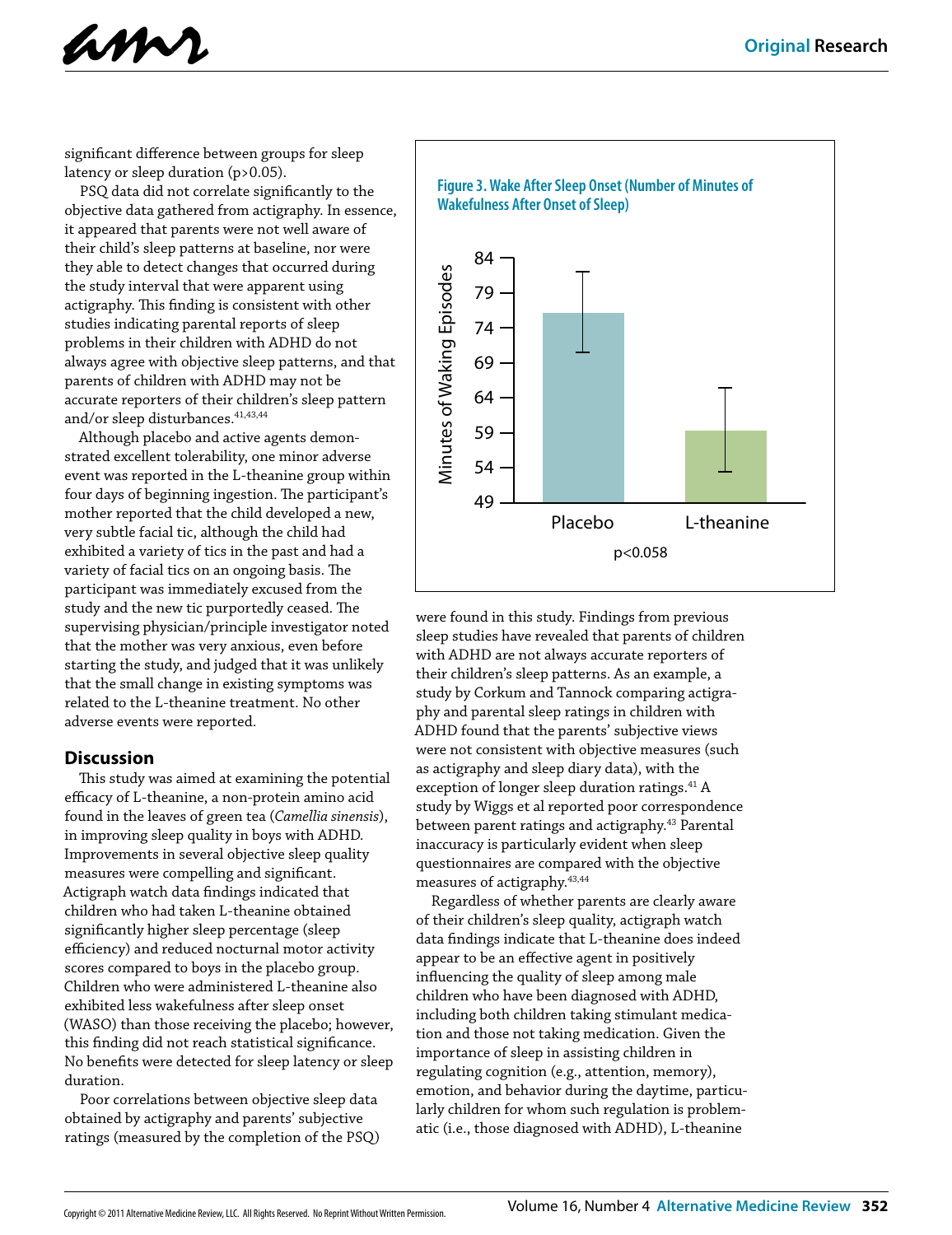significant difference between groups for sleep latency or sleep duration ($p>0.05$).

PSQ data did not correlate significantly to the objective data gathered from actigraphy. In essence, it appeared that parents were not well aware of their child's sleep patterns at baseline, nor were they able to detect changes that occurred during the study interval that were apparent using actigraphy. This finding is consistent with other studies indicating parental reports of sleep problems in their children with ADHD do not always agree with objective sleep patterns, and that parents of children with ADHD may not be accurate reporters of their children's sleep pattern and/or sleep disturbances.[41,43,44]

Although placebo and active agents demonstrated excellent tolerability, one minor adverse event was reported in the L-theanine group within four days of beginning ingestion. The participant's mother reported that the child developed a new, very subtle facial tic, although the child had exhibited a variety of tics in the past and had a variety of facial tics on an ongoing basis. The participant was immediately excused from the study and the new tic purportedly ceased. The supervising physician/principle investigator noted that the mother was very anxious, even before starting the study, and judged that it was unlikely that the small change in existing symptoms was related to the L-theanine treatment. No other adverse events were reported.

**Figure 3. Wake After Sleep Onset (Number of Minutes of Wakefulness After Onset of Sleep)**

p<0.058

## Discussion

This study was aimed at examining the potential efficacy of L-theanine, a non-protein amino acid found in the leaves of green tea (*Camellia sinensis*), in improving sleep quality in boys with ADHD. Improvements in several objective sleep quality measures were compelling and significant. Actigraph watch data findings indicated that children who had taken L-theanine obtained significantly higher sleep percentage (sleep efficiency) and reduced nocturnal motor activity scores compared to boys in the placebo group. Children who were administered L-theanine also exhibited less wakefulness after sleep onset (WASO) than those receiving the placebo; however, this finding did not reach statistical significance. No benefits were detected for sleep latency or sleep duration.

Poor correlations between objective sleep data obtained by actigraphy and parents' subjective ratings (measured by the completion of the PSQ) were found in this study. Findings from previous sleep studies have revealed that parents of children with ADHD are not always accurate reporters of their children's sleep patterns. As an example, a study by Corkum and Tannock comparing actigraphy and parental sleep ratings in children with ADHD found that the parents' subjective views were not consistent with objective measures (such as actigraphy and sleep diary data), with the exception of longer sleep duration ratings.[41] A study by Wiggs et al reported poor correspondence between parent ratings and actigraphy.[43] Parental inaccuracy is particularly evident when sleep questionnaires are compared with the objective measures of actigraphy.[43,44]

Regardless of whether parents are clearly aware of their children's sleep quality, actigraph watch data findings indicate that L-theanine does indeed appear to be an effective agent in positively influencing the quality of sleep among male children who have been diagnosed with ADHD, including both children taking stimulant medication and those not taking medication. Given the importance of sleep in assisting children in regulating cognition (e.g., attention, memory), emotion, and behavior during the daytime, particularly children for whom such regulation is problematic (i.e., those diagnosed with ADHD), L-theanine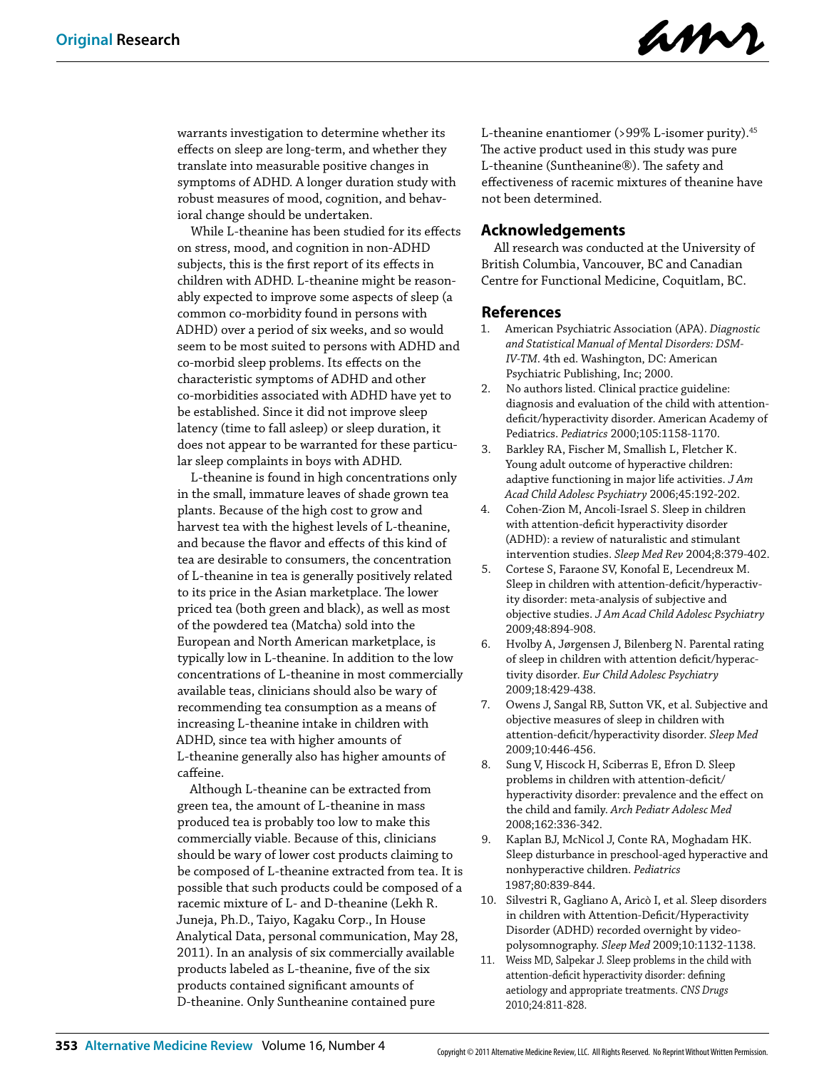warrants investigation to determine whether its effects on sleep are long-term, and whether they translate into measurable positive changes in symptoms of ADHD. A longer duration study with robust measures of mood, cognition, and behavioral change should be undertaken.

While L-theanine has been studied for its effects on stress, mood, and cognition in non-ADHD subjects, this is the first report of its effects in children with ADHD. L-theanine might be reasonably expected to improve some aspects of sleep (a common co-morbidity found in persons with ADHD) over a period of six weeks, and so would seem to be most suited to persons with ADHD and co-morbid sleep problems. Its effects on the characteristic symptoms of ADHD and other co-morbidities associated with ADHD have yet to be established. Since it did not improve sleep latency (time to fall asleep) or sleep duration, it does not appear to be warranted for these particular sleep complaints in boys with ADHD.

L-theanine is found in high concentrations only in the small, immature leaves of shade grown tea plants. Because of the high cost to grow and harvest tea with the highest levels of L-theanine, and because the flavor and effects of this kind of tea are desirable to consumers, the concentration of L-theanine in tea is generally positively related to its price in the Asian marketplace. The lower priced tea (both green and black), as well as most of the powdered tea (Matcha) sold into the European and North American marketplace, is typically low in L-theanine. In addition to the low concentrations of L-theanine in most commercially available teas, clinicians should also be wary of recommending tea consumption as a means of increasing L-theanine intake in children with ADHD, since tea with higher amounts of L-theanine generally also has higher amounts of caffeine.

Although L-theanine can be extracted from green tea, the amount of L-theanine in mass produced tea is probably too low to make this commercially viable. Because of this, clinicians should be wary of lower cost products claiming to be composed of L-theanine extracted from tea. It is possible that such products could be composed of a racemic mixture of L- and D-theanine (Lekh R. Juneja, Ph.D., Taiyo, Kagaku Corp., In House Analytical Data, personal communication, May 28, 2011). In an analysis of six commercially available products labeled as L-theanine, five of the six products contained significant amounts of D-theanine. Only Suntheanine contained pure L-theanine enantiomer (>99% L-isomer purity).[45] The active product used in this study was pure L-theanine (Suntheanine®). The safety and effectiveness of racemic mixtures of theanine have not been determined.

## Acknowledgements

All research was conducted at the University of British Columbia, Vancouver, BC and Canadian Centre for Functional Medicine, Coquitlam, BC.

## References

1. American Psychiatric Association (APA). *Diagnostic and Statistical Manual of Mental Disorders: DSM-IV-TM*. 4th ed. Washington, DC: American Psychiatric Publishing, Inc; 2000.
2. No authors listed. Clinical practice guideline: diagnosis and evaluation of the child with attention-deficit/hyperactivity disorder. American Academy of Pediatrics. *Pediatrics* 2000;105:1158-1170.
3. Barkley RA, Fischer M, Smallish L, Fletcher K. Young adult outcome of hyperactive children: adaptive functioning in major life activities. *J Am Acad Child Adolesc Psychiatry* 2006;45:192-202.
4. Cohen-Zion M, Ancoli-Israel S. Sleep in children with attention-deficit hyperactivity disorder (ADHD): a review of naturalistic and stimulant intervention studies. *Sleep Med Rev* 2004;8:379-402.
5. Cortese S, Faraone SV, Konofal E, Lecendreux M. Sleep in children with attention-deficit/hyperactivity disorder: meta-analysis of subjective and objective studies. *J Am Acad Child Adolesc Psychiatry* 2009;48:894-908.
6. Hvolby A, Jørgensen J, Bilenberg N. Parental rating of sleep in children with attention deficit/hyperactivity disorder. *Eur Child Adolesc Psychiatry* 2009;18:429-438.
7. Owens J, Sangal RB, Sutton VK, et al. Subjective and objective measures of sleep in children with attention-deficit/hyperactivity disorder. *Sleep Med* 2009;10:446-456.
8. Sung V, Hiscock H, Sciberras E, Efron D. Sleep problems in children with attention-deficit/hyperactivity disorder: prevalence and the effect on the child and family. *Arch Pediatr Adolesc Med* 2008;162:336-342.
9. Kaplan BJ, McNicol J, Conte RA, Moghadam HK. Sleep disturbance in preschool-aged hyperactive and nonhyperactive children. *Pediatrics* 1987;80:839-844.
10. Silvestri R, Gagliano A, Aricò I, et al. Sleep disorders in children with Attention-Deficit/Hyperactivity Disorder (ADHD) recorded overnight by video-polysomnography. *Sleep Med* 2009;10:1132-1138.
11. Weiss MD, Salpekar J. Sleep problems in the child with attention-deficit hyperactivity disorder: defining aetiology and appropriate treatments. *CNS Drugs* 2010;24:811-828.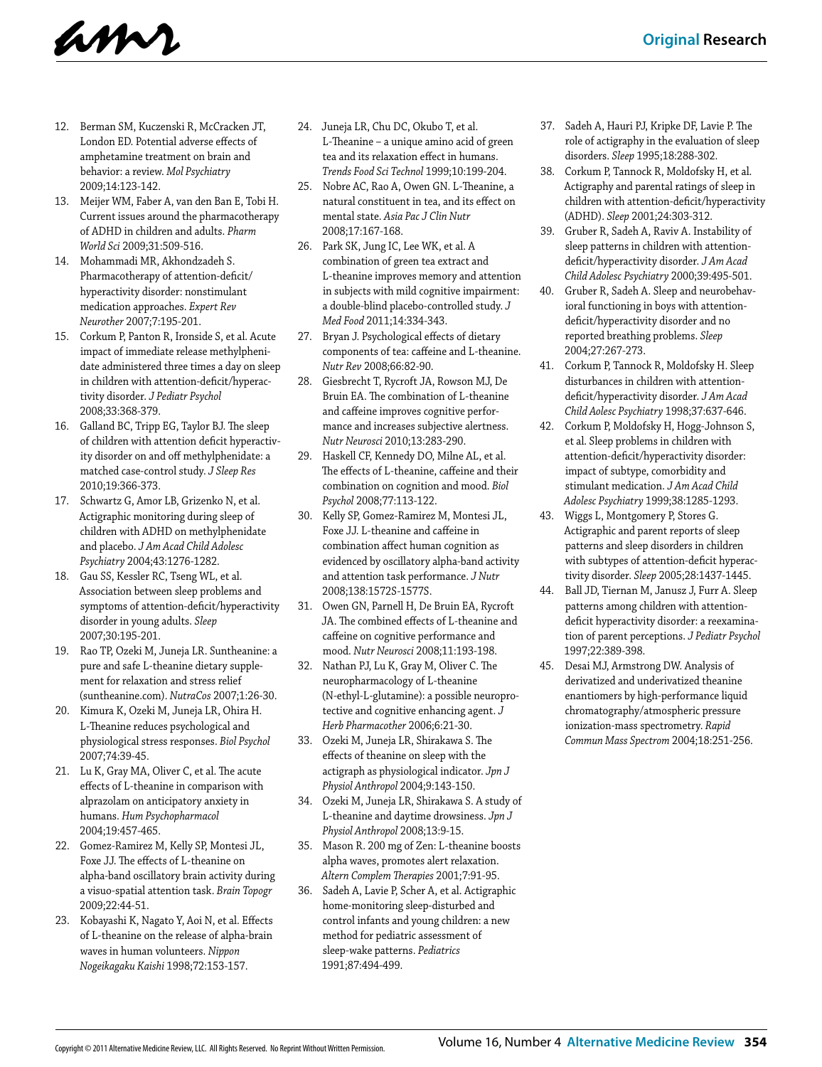12. Berman SM, Kuczenski R, McCracken JT, London ED. Potential adverse effects of amphetamine treatment on brain and behavior: a review. *Mol Psychiatry* 2009;14:123-142.
13. Meijer WM, Faber A, van den Ban E, Tobi H. Current issues around the pharmacotherapy of ADHD in children and adults. *Pharm World Sci* 2009;31:509-516.
14. Mohammadi MR, Akhondzadeh S. Pharmacotherapy of attention-deficit/hyperactivity disorder: nonstimulant medication approaches. *Expert Rev Neurother* 2007;7:195-201.
15. Corkum P, Panton R, Ironside S, et al. Acute impact of immediate release methylphenidate administered three times a day on sleep in children with attention-deficit/hyperactivity disorder. *J Pediatr Psychol* 2008;33:368-379.
16. Galland BC, Tripp EG, Taylor BJ. The sleep of children with attention deficit hyperactivity disorder on and off methylphenidate: a matched case-control study. *J Sleep Res* 2010;19:366-373.
17. Schwartz G, Amor LB, Grizenko N, et al. Actigraphic monitoring during sleep of children with ADHD on methylphenidate and placebo. *J Am Acad Child Adolesc Psychiatry* 2004;43:1276-1282.
18. Gau SS, Kessler RC, Tseng WL, et al. Association between sleep problems and symptoms of attention-deficit/hyperactivity disorder in young adults. *Sleep* 2007;30:195-201.
19. Rao TP, Ozeki M, Juneja LR. Suntheanine: a pure and safe L-theanine dietary supplement for relaxation and stress relief (suntheanine.com). *NutraCos* 2007;1:26-30.
20. Kimura K, Ozeki M, Juneja LR, Ohira H. L-Theanine reduces psychological and physiological stress responses. *Biol Psychol* 2007;74:39-45.
21. Lu K, Gray MA, Oliver C, et al. The acute effects of L-theanine in comparison with alprazolam on anticipatory anxiety in humans. *Hum Psychopharmacol* 2004;19:457-465.
22. Gomez-Ramirez M, Kelly SP, Montesi JL, Foxe JJ. The effects of L-theanine on alpha-band oscillatory brain activity during a visuo-spatial attention task. *Brain Topogr* 2009;22:44-51.
23. Kobayashi K, Nagato Y, Aoi N, et al. Effects of L-theanine on the release of alpha-brain waves in human volunteers. *Nippon Nogeikagaku Kaishi* 1998;72:153-157.
24. Juneja LR, Chu DC, Okubo T, et al. L-Theanine – a unique amino acid of green tea and its relaxation effect in humans. *Trends Food Sci Technol* 1999;10:199-204.
25. Nobre AC, Rao A, Owen GN. L-Theanine, a natural constituent in tea, and its effect on mental state. *Asia Pac J Clin Nutr* 2008;17:167-168.
26. Park SK, Jung IC, Lee WK, et al. A combination of green tea extract and L-theanine improves memory and attention in subjects with mild cognitive impairment: a double-blind placebo-controlled study. *J Med Food* 2011;14:334-343.
27. Bryan J. Psychological effects of dietary components of tea: caffeine and L-theanine. *Nutr Rev* 2008;66:82-90.
28. Giesbrecht T, Rycroft JA, Rowson MJ, De Bruin EA. The combination of L-theanine and caffeine improves cognitive performance and increases subjective alertness. *Nutr Neurosci* 2010;13:283-290.
29. Haskell CF, Kennedy DO, Milne AL, et al. The effects of L-theanine, caffeine and their combination on cognition and mood. *Biol Psychol* 2008;77:113-122.
30. Kelly SP, Gomez-Ramirez M, Montesi JL, Foxe JJ. L-theanine and caffeine in combination affect human cognition as evidenced by oscillatory alpha-band activity and attention task performance. *J Nutr* 2008;138:1572S-1577S.
31. Owen GN, Parnell H, De Bruin EA, Rycroft JA. The combined effects of L-theanine and caffeine on cognitive performance and mood. *Nutr Neurosci* 2008;11:193-198.
32. Nathan PJ, Lu K, Gray M, Oliver C. The neuropharmacology of L-theanine (N-ethyl-L-glutamine): a possible neuroprotective and cognitive enhancing agent. *J Herb Pharmacother* 2006;6:21-30.
33. Ozeki M, Juneja LR, Shirakawa S. The effects of theanine on sleep with the actigraph as physiological indicator. *Jpn J Physiol Anthropol* 2004;9:143-150.
34. Ozeki M, Juneja LR, Shirakawa S. A study of L-theanine and daytime drowsiness. *Jpn J Physiol Anthropol* 2008;13:9-15.
35. Mason R. 200 mg of Zen: L-theanine boosts alpha waves, promotes alert relaxation. *Altern Complem Therapies* 2001;7:91-95.
36. Sadeh A, Lavie P, Scher A, et al. Actigraphic home-monitoring sleep-disturbed and control infants and young children: a new method for pediatric assessment of sleep-wake patterns. *Pediatrics* 1991;87:494-499.
37. Sadeh A, Hauri PJ, Kripke DF, Lavie P. The role of actigraphy in the evaluation of sleep disorders. *Sleep* 1995;18:288-302.
38. Corkum P, Tannock R, Moldofsky H, et al. Actigraphy and parental ratings of sleep in children with attention-deficit/hyperactivity (ADHD). *Sleep* 2001;24:303-312.
39. Gruber R, Sadeh A, Raviv A. Instability of sleep patterns in children with attention-deficit/hyperactivity disorder. *J Am Acad Child Adolesc Psychiatry* 2000;39:495-501.
40. Gruber R, Sadeh A. Sleep and neurobehavioral functioning in boys with attention-deficit/hyperactivity disorder and no reported breathing problems. *Sleep* 2004;27:267-273.
41. Corkum P, Tannock R, Moldofsky H. Sleep disturbances in children with attention-deficit/hyperactivity disorder. *J Am Acad Child Aolesc Psychiatry* 1998;37:637-646.
42. Corkum P, Moldofsky H, Hogg-Johnson S, et al. Sleep problems in children with attention-deficit/hyperactivity disorder: impact of subtype, comorbidity and stimulant medication. *J Am Acad Child Adolesc Psychiatry* 1999;38:1285-1293.
43. Wiggs L, Montgomery P, Stores G. Actigraphic and parent reports of sleep patterns and sleep disorders in children with subtypes of attention-deficit hyperactivity disorder. *Sleep* 2005;28:1437-1445.
44. Ball JD, Tiernan M, Janusz J, Furr A. Sleep patterns among children with attention-deficit hyperactivity disorder: a reexamination of parent perceptions. *J Pediatr Psychol* 1997;22:389-398.
45. Desai MJ, Armstrong DW. Analysis of derivatized and underivatized theanine enantiomers by high-performance liquid chromatography/atmospheric pressure ionization-mass spectrometry. *Rapid Commun Mass Spectrom* 2004;18:251-256.